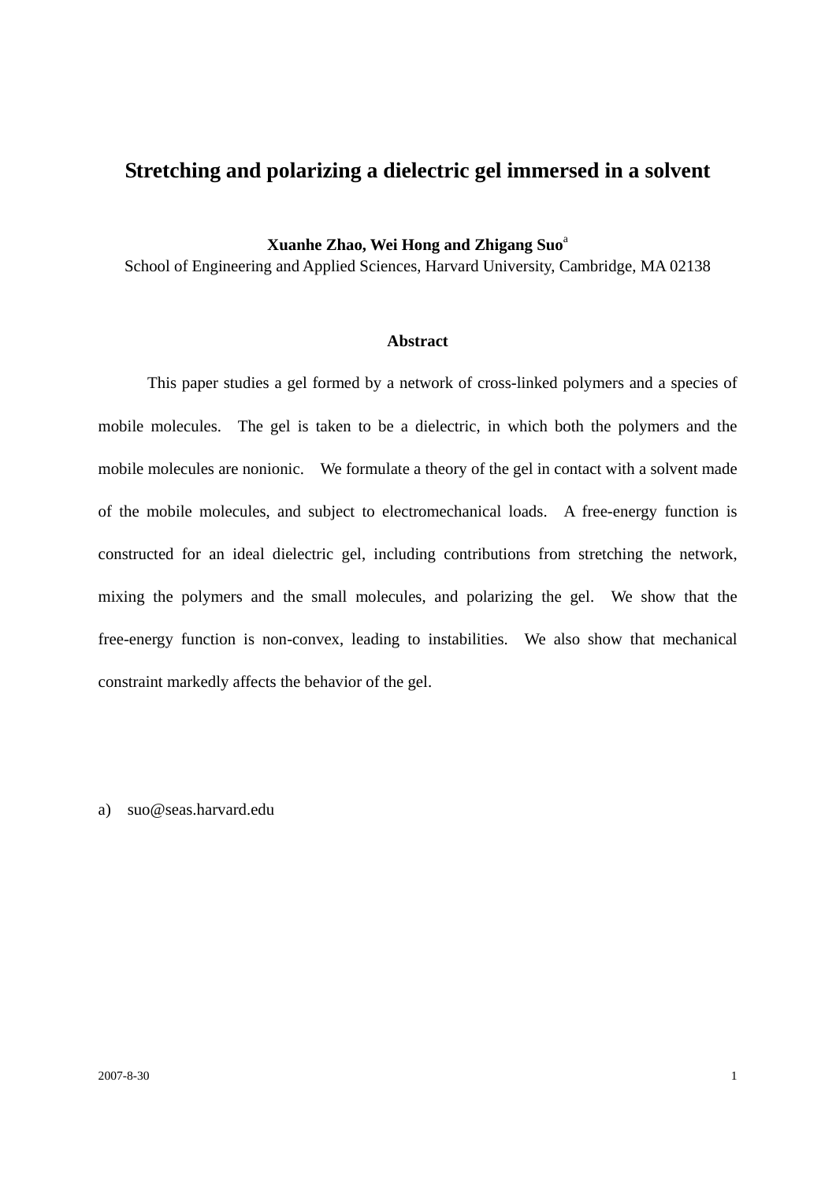# Stretching and polarizing a dielectric gel immersed in a solvent

**Xuanhe Zhao, Wei Hong and Zhigang Suo**[a]

School of Engineering and Applied Sciences, Harvard University, Cambridge, MA 02138

## Abstract

This paper studies a gel formed by a network of cross-linked polymers and a species of mobile molecules. The gel is taken to be a dielectric, in which both the polymers and the mobile molecules are nonionic. We formulate a theory of the gel in contact with a solvent made of the mobile molecules, and subject to electromechanical loads. A free-energy function is constructed for an ideal dielectric gel, including contributions from stretching the network, mixing the polymers and the small molecules, and polarizing the gel. We show that the free-energy function is non-convex, leading to instabilities. We also show that mechanical constraint markedly affects the behavior of the gel.

a) suo@seas.harvard.edu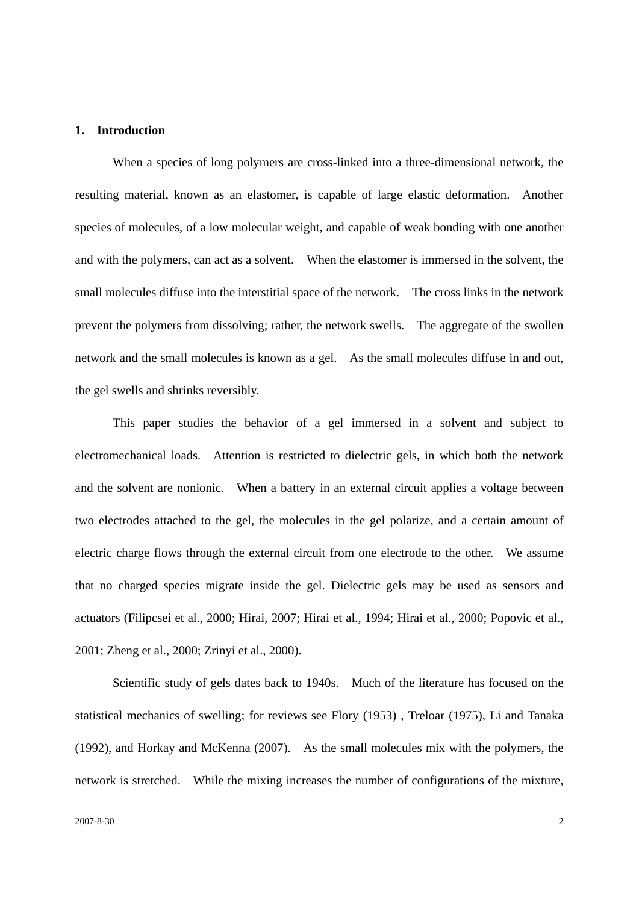## 1. Introduction

When a species of long polymers are cross-linked into a three-dimensional network, the resulting material, known as an elastomer, is capable of large elastic deformation. Another species of molecules, of a low molecular weight, and capable of weak bonding with one another and with the polymers, can act as a solvent. When the elastomer is immersed in the solvent, the small molecules diffuse into the interstitial space of the network. The cross links in the network prevent the polymers from dissolving; rather, the network swells. The aggregate of the swollen network and the small molecules is known as a gel. As the small molecules diffuse in and out, the gel swells and shrinks reversibly.

This paper studies the behavior of a gel immersed in a solvent and subject to electromechanical loads. Attention is restricted to dielectric gels, in which both the network and the solvent are nonionic. When a battery in an external circuit applies a voltage between two electrodes attached to the gel, the molecules in the gel polarize, and a certain amount of electric charge flows through the external circuit from one electrode to the other. We assume that no charged species migrate inside the gel. Dielectric gels may be used as sensors and actuators (Filipcsei et al., 2000; Hirai, 2007; Hirai et al., 1994; Hirai et al., 2000; Popovic et al., 2001; Zheng et al., 2000; Zrinyi et al., 2000).

Scientific study of gels dates back to 1940s. Much of the literature has focused on the statistical mechanics of swelling; for reviews see Flory (1953) , Treloar (1975), Li and Tanaka (1992), and Horkay and McKenna (2007). As the small molecules mix with the polymers, the network is stretched. While the mixing increases the number of configurations of the mixture,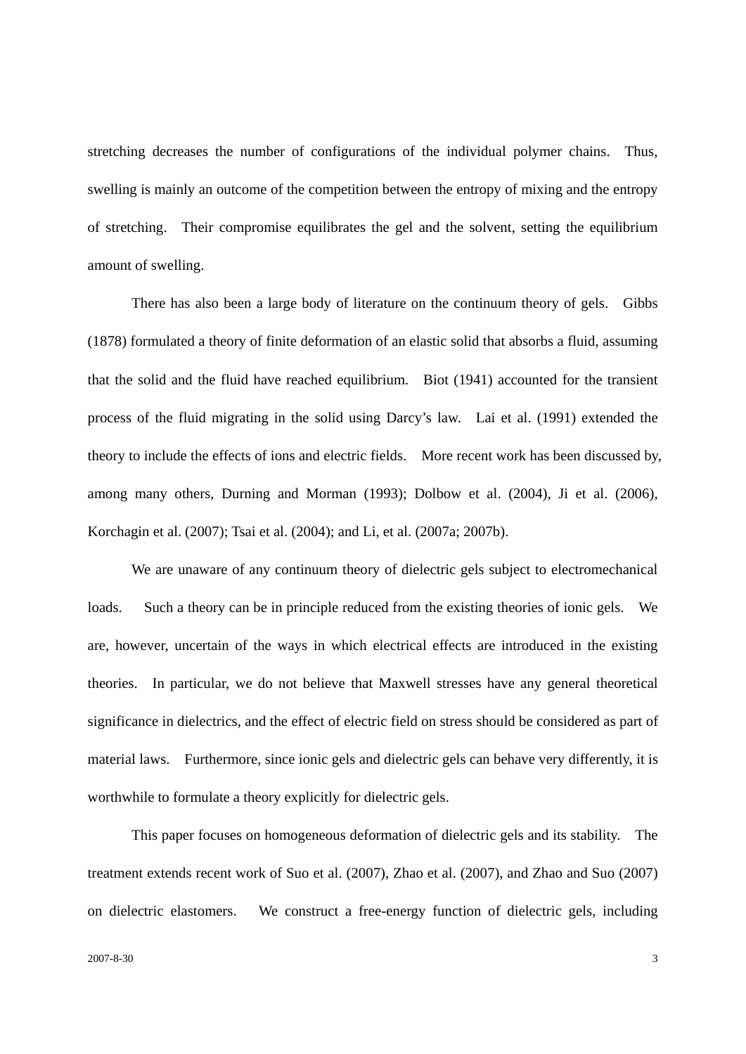stretching decreases the number of configurations of the individual polymer chains. Thus, swelling is mainly an outcome of the competition between the entropy of mixing and the entropy of stretching. Their compromise equilibrates the gel and the solvent, setting the equilibrium amount of swelling.

There has also been a large body of literature on the continuum theory of gels. Gibbs (1878) formulated a theory of finite deformation of an elastic solid that absorbs a fluid, assuming that the solid and the fluid have reached equilibrium. Biot (1941) accounted for the transient process of the fluid migrating in the solid using Darcy's law. Lai et al. (1991) extended the theory to include the effects of ions and electric fields. More recent work has been discussed by, among many others, Durning and Morman (1993); Dolbow et al. (2004), Ji et al. (2006), Korchagin et al. (2007); Tsai et al. (2004); and Li, et al. (2007a; 2007b).

We are unaware of any continuum theory of dielectric gels subject to electromechanical loads. Such a theory can be in principle reduced from the existing theories of ionic gels. We are, however, uncertain of the ways in which electrical effects are introduced in the existing theories. In particular, we do not believe that Maxwell stresses have any general theoretical significance in dielectrics, and the effect of electric field on stress should be considered as part of material laws. Furthermore, since ionic gels and dielectric gels can behave very differently, it is worthwhile to formulate a theory explicitly for dielectric gels.

This paper focuses on homogeneous deformation of dielectric gels and its stability. The treatment extends recent work of Suo et al. (2007), Zhao et al. (2007), and Zhao and Suo (2007) on dielectric elastomers. We construct a free-energy function of dielectric gels, including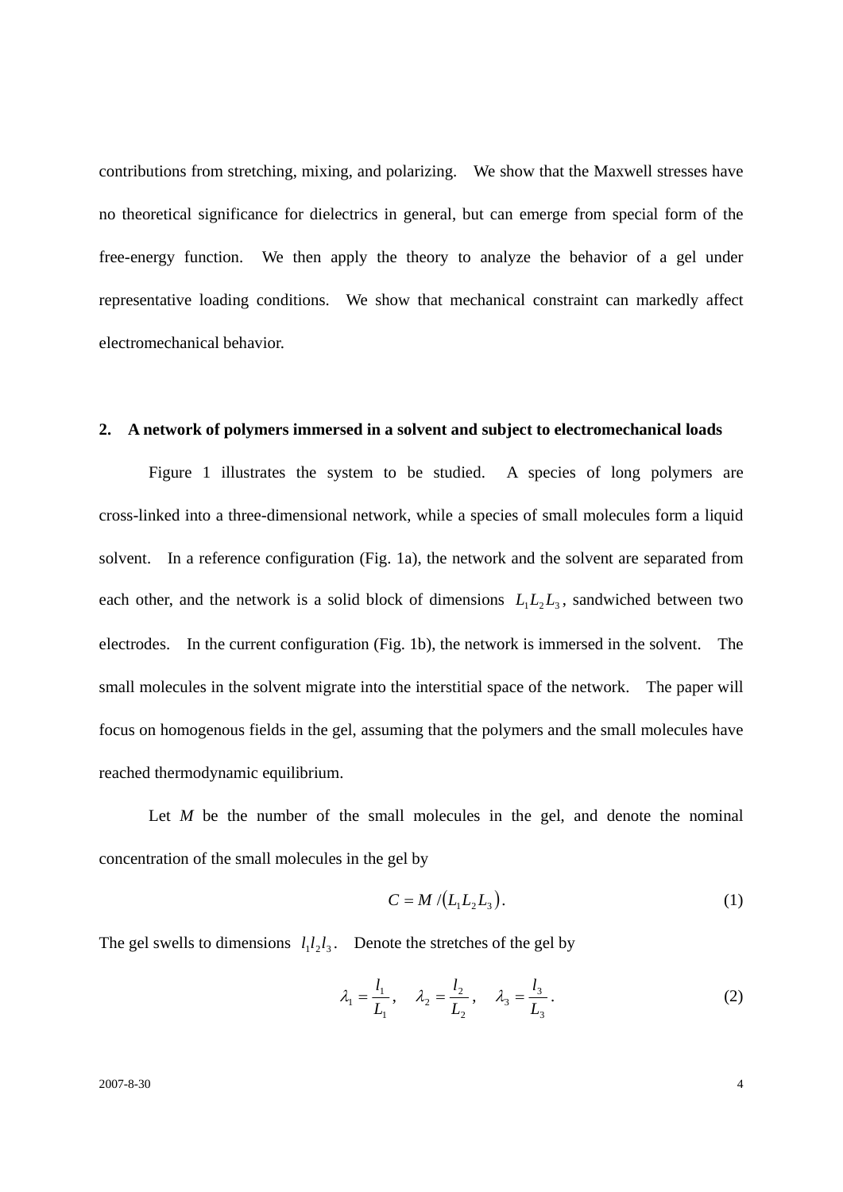contributions from stretching, mixing, and polarizing. We show that the Maxwell stresses have no theoretical significance for dielectrics in general, but can emerge from special form of the free-energy function. We then apply the theory to analyze the behavior of a gel under representative loading conditions. We show that mechanical constraint can markedly affect electromechanical behavior.

## 2. A network of polymers immersed in a solvent and subject to electromechanical loads

Figure 1 illustrates the system to be studied. A species of long polymers are cross-linked into a three-dimensional network, while a species of small molecules form a liquid solvent. In a reference configuration (Fig. 1a), the network and the solvent are separated from each other, and the network is a solid block of dimensions $L_1 L_2 L_3$, sandwiched between two electrodes. In the current configuration (Fig. 1b), the network is immersed in the solvent. The small molecules in the solvent migrate into the interstitial space of the network. The paper will focus on homogenous fields in the gel, assuming that the polymers and the small molecules have reached thermodynamic equilibrium.

Let $M$ be the number of the small molecules in the gel, and denote the nominal concentration of the small molecules in the gel by

$$C = M / \left( L_1 L_2 L_3 \right). \tag{1}$$

The gel swells to dimensions $l_1 l_2 l_3$. Denote the stretches of the gel by

$$\lambda_1 = \frac{l_1}{L_1}, \quad \lambda_2 = \frac{l_2}{L_2}, \quad \lambda_3 = \frac{l_3}{L_3}. \tag{2}$$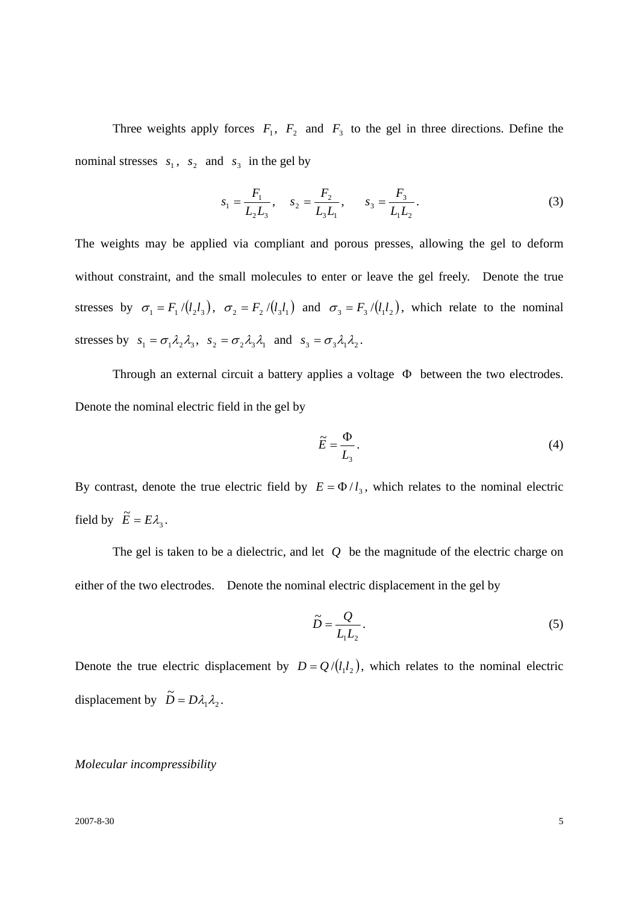Three weights apply forces $F_1$, $F_2$ and $F_3$ to the gel in three directions. Define the nominal stresses $s_1$, $s_2$ and $s_3$ in the gel by

$$s_1 = \frac{F_1}{L_2 L_3}, \quad s_2 = \frac{F_2}{L_3 L_1}, \quad s_3 = \frac{F_3}{L_1 L_2}. \tag{3}$$

The weights may be applied via compliant and porous presses, allowing the gel to deform without constraint, and the small molecules to enter or leave the gel freely. Denote the true stresses by $\sigma_1 = F_1 / (l_2 l_3)$, $\sigma_2 = F_2 / (l_3 l_1)$ and $\sigma_3 = F_3 / (l_1 l_2)$, which relate to the nominal stresses by $s_1 = \sigma_1 \lambda_2 \lambda_3$, $s_2 = \sigma_2 \lambda_3 \lambda_1$ and $s_3 = \sigma_3 \lambda_1 \lambda_2$.

Through an external circuit a battery applies a voltage $\Phi$ between the two electrodes. Denote the nominal electric field in the gel by

$$\tilde{E} = \frac{\Phi}{L_3}. \tag{4}$$

By contrast, denote the true electric field by $E = \Phi / l_3$, which relates to the nominal electric field by $\tilde{E} = E \lambda_3$.

The gel is taken to be a dielectric, and let $Q$ be the magnitude of the electric charge on either of the two electrodes. Denote the nominal electric displacement in the gel by

$$\tilde{D} = \frac{Q}{L_1 L_2}. \tag{5}$$

Denote the true electric displacement by $D = Q / (l_1 l_2)$, which relates to the nominal electric displacement by $\tilde{D} = D \lambda_1 \lambda_2$.

*Molecular incompressibility*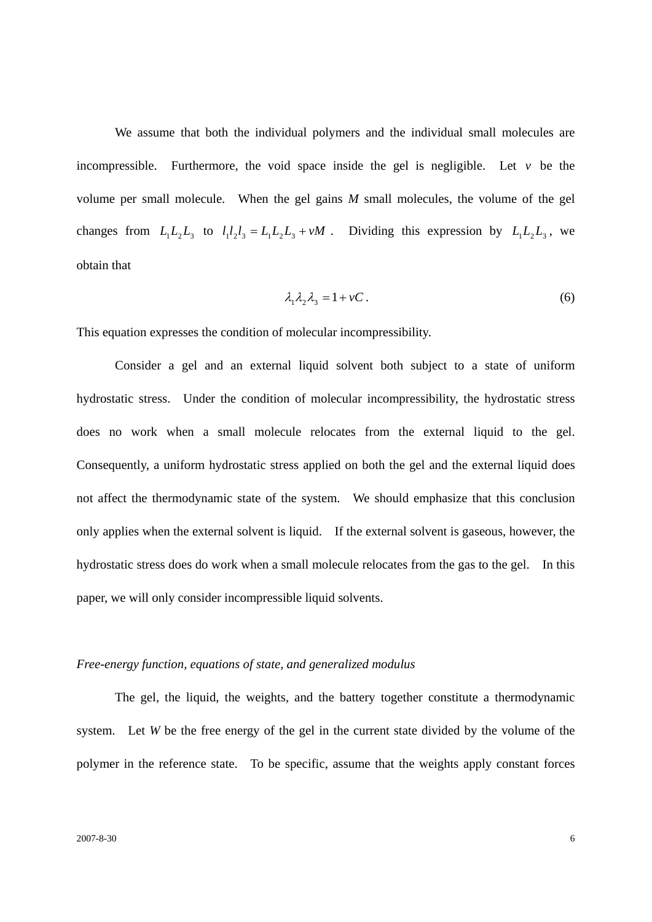We assume that both the individual polymers and the individual small molecules are incompressible. Furthermore, the void space inside the gel is negligible. Let $v$ be the volume per small molecule. When the gel gains $M$ small molecules, the volume of the gel changes from $L_1L_2L_3$ to $l_1l_2l_3 = L_1L_2L_3 + vM$. Dividing this expression by $L_1L_2L_3$, we obtain that

$$\lambda_1\lambda_2\lambda_3 = 1 + vC. \tag{6}$$

This equation expresses the condition of molecular incompressibility.

Consider a gel and an external liquid solvent both subject to a state of uniform hydrostatic stress. Under the condition of molecular incompressibility, the hydrostatic stress does no work when a small molecule relocates from the external liquid to the gel. Consequently, a uniform hydrostatic stress applied on both the gel and the external liquid does not affect the thermodynamic state of the system. We should emphasize that this conclusion only applies when the external solvent is liquid. If the external solvent is gaseous, however, the hydrostatic stress does do work when a small molecule relocates from the gas to the gel. In this paper, we will only consider incompressible liquid solvents.

*Free-energy function, equations of state, and generalized modulus*

The gel, the liquid, the weights, and the battery together constitute a thermodynamic system. Let $W$ be the free energy of the gel in the current state divided by the volume of the polymer in the reference state. To be specific, assume that the weights apply constant forces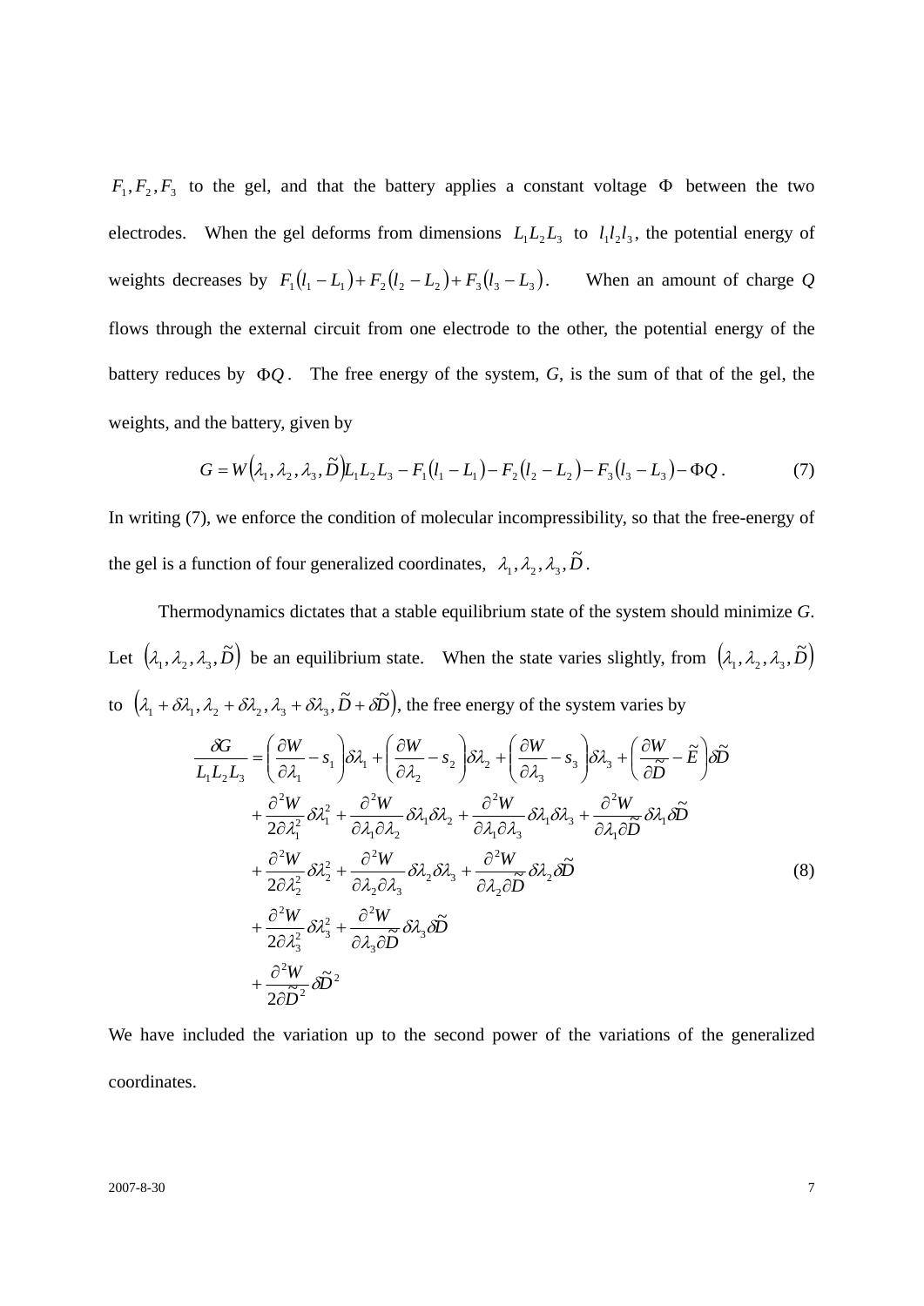$F_1, F_2, F_3$ to the gel, and that the battery applies a constant voltage $\Phi$ between the two electrodes. When the gel deforms from dimensions $L_1L_2L_3$ to $l_1l_2l_3$, the potential energy of weights decreases by $F_1(l_1 - L_1) + F_2(l_2 - L_2) + F_3(l_3 - L_3)$. When an amount of charge $Q$ flows through the external circuit from one electrode to the other, the potential energy of the battery reduces by $\Phi Q$. The free energy of the system, $G$, is the sum of that of the gel, the weights, and the battery, given by

$$G = W\left(\lambda_1, \lambda_2, \lambda_3, \tilde{D}\right) L_1 L_2 L_3 - F_1(l_1 - L_1) - F_2(l_2 - L_2) - F_3(l_3 - L_3) - \Phi Q . \tag{7}$$

In writing (7), we enforce the condition of molecular incompressibility, so that the free-energy of the gel is a function of four generalized coordinates, $\lambda_1, \lambda_2, \lambda_3, \tilde{D}$.

Thermodynamics dictates that a stable equilibrium state of the system should minimize $G$. Let $\left(\lambda_1, \lambda_2, \lambda_3, \tilde{D}\right)$ be an equilibrium state. When the state varies slightly, from $\left(\lambda_1, \lambda_2, \lambda_3, \tilde{D}\right)$ to $\left(\lambda_1 + \delta\lambda_1, \lambda_2 + \delta\lambda_2, \lambda_3 + \delta\lambda_3, \tilde{D} + \delta\tilde{D}\right)$, the free energy of the system varies by

$$\begin{aligned}
\frac{\delta G}{L_1 L_2 L_3} = & \left(\frac{\partial W}{\partial \lambda_1} - s_1\right)\delta\lambda_1 + \left(\frac{\partial W}{\partial \lambda_2} - s_2\right)\delta\lambda_2 + \left(\frac{\partial W}{\partial \lambda_3} - s_3\right)\delta\lambda_3 + \left(\frac{\partial W}{\partial \tilde{D}} - \tilde{E}\right)\delta\tilde{D} \\
& + \frac{\partial^2 W}{2\partial \lambda_1^2}\delta\lambda_1^2 + \frac{\partial^2 W}{\partial \lambda_1 \partial \lambda_2}\delta\lambda_1\delta\lambda_2 + \frac{\partial^2 W}{\partial \lambda_1 \partial \lambda_3}\delta\lambda_1\delta\lambda_3 + \frac{\partial^2 W}{\partial \lambda_1 \partial \tilde{D}}\delta\lambda_1\delta\tilde{D} \\
& + \frac{\partial^2 W}{2\partial \lambda_2^2}\delta\lambda_2^2 + \frac{\partial^2 W}{\partial \lambda_2 \partial \lambda_3}\delta\lambda_2\delta\lambda_3 + \frac{\partial^2 W}{\partial \lambda_2 \partial \tilde{D}}\delta\lambda_2\delta\tilde{D} \\
& + \frac{\partial^2 W}{2\partial \lambda_3^2}\delta\lambda_3^2 + \frac{\partial^2 W}{\partial \lambda_3 \partial \tilde{D}}\delta\lambda_3\delta\tilde{D} \\
& + \frac{\partial^2 W}{2\partial \tilde{D}^2}\delta\tilde{D}^2
\end{aligned} \tag{8}$$

We have included the variation up to the second power of the variations of the generalized coordinates.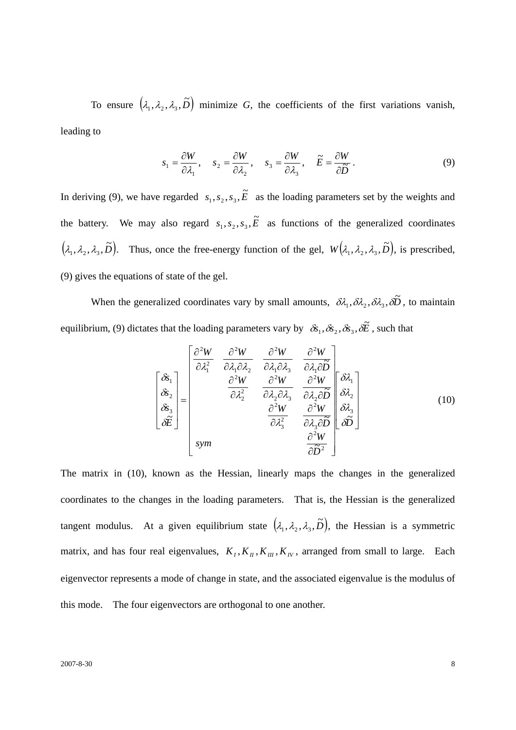To ensure $\left(\lambda_1, \lambda_2, \lambda_3, \tilde{D}\right)$ minimize *G*, the coefficients of the first variations vanish, leading to

$$s_1 = \frac{\partial W}{\partial \lambda_1}, \quad s_2 = \frac{\partial W}{\partial \lambda_2}, \quad s_3 = \frac{\partial W}{\partial \lambda_3}, \quad \tilde{E} = \frac{\partial W}{\partial \tilde{D}}. \tag{9}$$

In deriving (9), we have regarded $s_1, s_2, s_3, \tilde{E}$ as the loading parameters set by the weights and the battery. We may also regard $s_1, s_2, s_3, \tilde{E}$ as functions of the generalized coordinates $\left(\lambda_1, \lambda_2, \lambda_3, \tilde{D}\right)$. Thus, once the free-energy function of the gel, $W\left(\lambda_1, \lambda_2, \lambda_3, \tilde{D}\right)$, is prescribed, (9) gives the equations of state of the gel.

When the generalized coordinates vary by small amounts, $\delta\lambda_1, \delta\lambda_2, \delta\lambda_3, \delta\tilde{D}$, to maintain equilibrium, (9) dictates that the loading parameters vary by $\delta s_1, \delta s_2, \delta s_3, \delta\tilde{E}$, such that

$$\begin{bmatrix} \delta s_1 \\ \delta s_2 \\ \delta s_3 \\ \delta \tilde{E} \end{bmatrix} = \begin{bmatrix} \dfrac{\partial^2 W}{\partial \lambda_1^2} & \dfrac{\partial^2 W}{\partial \lambda_1 \partial \lambda_2} & \dfrac{\partial^2 W}{\partial \lambda_1 \partial \lambda_3} & \dfrac{\partial^2 W}{\partial \lambda_1 \partial \tilde{D}} \\ & \dfrac{\partial^2 W}{\partial \lambda_2^2} & \dfrac{\partial^2 W}{\partial \lambda_2 \partial \lambda_3} & \dfrac{\partial^2 W}{\partial \lambda_2 \partial \tilde{D}} \\ & & \dfrac{\partial^2 W}{\partial \lambda_3^2} & \dfrac{\partial^2 W}{\partial \lambda_3 \partial \tilde{D}} \\ sym & & & \dfrac{\partial^2 W}{\partial \tilde{D}^2} \end{bmatrix} \begin{bmatrix} \delta \lambda_1 \\ \delta \lambda_2 \\ \delta \lambda_3 \\ \delta \tilde{D} \end{bmatrix} \tag{10}$$

The matrix in (10), known as the Hessian, linearly maps the changes in the generalized coordinates to the changes in the loading parameters. That is, the Hessian is the generalized tangent modulus. At a given equilibrium state $\left(\lambda_1, \lambda_2, \lambda_3, \tilde{D}\right)$, the Hessian is a symmetric matrix, and has four real eigenvalues, $K_I, K_{II}, K_{III}, K_{IV}$, arranged from small to large. Each eigenvector represents a mode of change in state, and the associated eigenvalue is the modulus of this mode. The four eigenvectors are orthogonal to one another.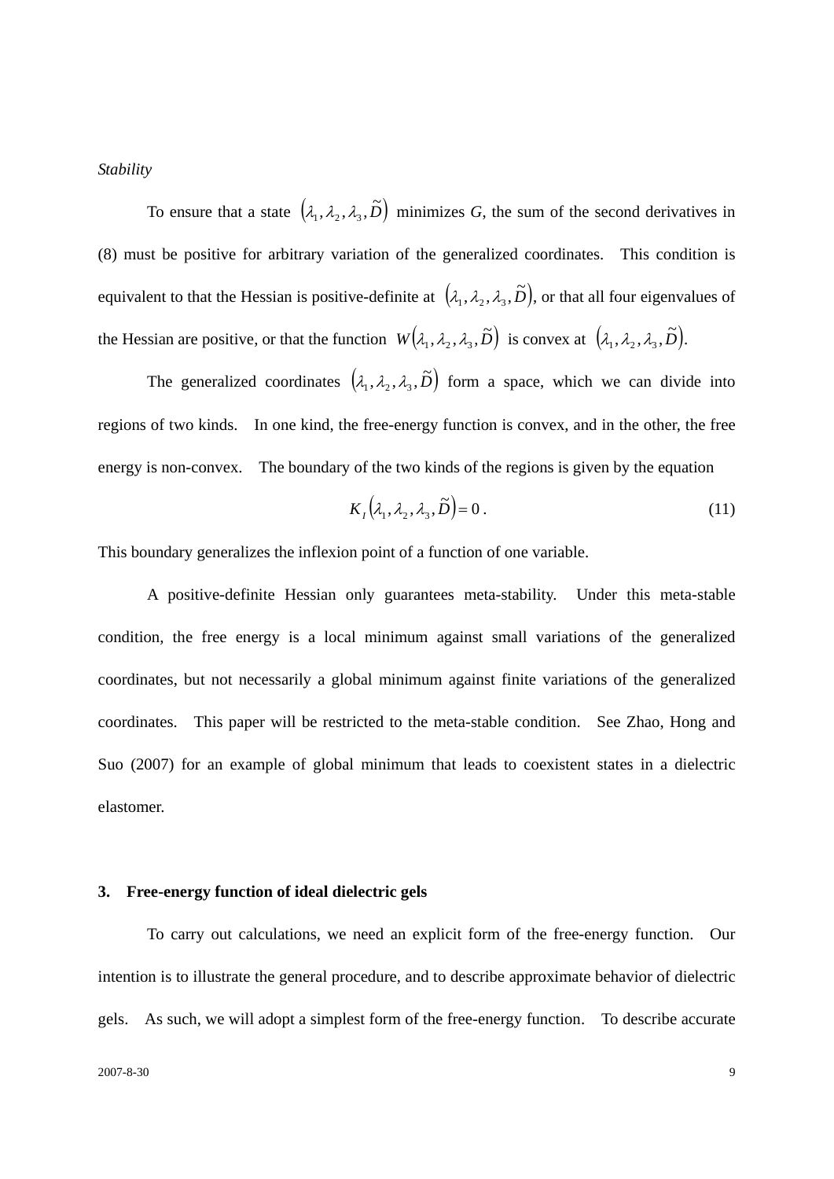*Stability*

To ensure that a state $\left(\lambda_1, \lambda_2, \lambda_3, \tilde{D}\right)$ minimizes *G*, the sum of the second derivatives in (8) must be positive for arbitrary variation of the generalized coordinates. This condition is equivalent to that the Hessian is positive-definite at $\left(\lambda_1, \lambda_2, \lambda_3, \tilde{D}\right)$, or that all four eigenvalues of the Hessian are positive, or that the function $W\left(\lambda_1, \lambda_2, \lambda_3, \tilde{D}\right)$ is convex at $\left(\lambda_1, \lambda_2, \lambda_3, \tilde{D}\right)$.

The generalized coordinates $\left(\lambda_1, \lambda_2, \lambda_3, \tilde{D}\right)$ form a space, which we can divide into regions of two kinds. In one kind, the free-energy function is convex, and in the other, the free energy is non-convex. The boundary of the two kinds of the regions is given by the equation

$$K_I\left(\lambda_1, \lambda_2, \lambda_3, \tilde{D}\right) = 0 \,. \tag{11}$$

This boundary generalizes the inflexion point of a function of one variable.

A positive-definite Hessian only guarantees meta-stability. Under this meta-stable condition, the free energy is a local minimum against small variations of the generalized coordinates, but not necessarily a global minimum against finite variations of the generalized coordinates. This paper will be restricted to the meta-stable condition. See Zhao, Hong and Suo (2007) for an example of global minimum that leads to coexistent states in a dielectric elastomer.

## 3. Free-energy function of ideal dielectric gels

To carry out calculations, we need an explicit form of the free-energy function. Our intention is to illustrate the general procedure, and to describe approximate behavior of dielectric gels. As such, we will adopt a simplest form of the free-energy function. To describe accurate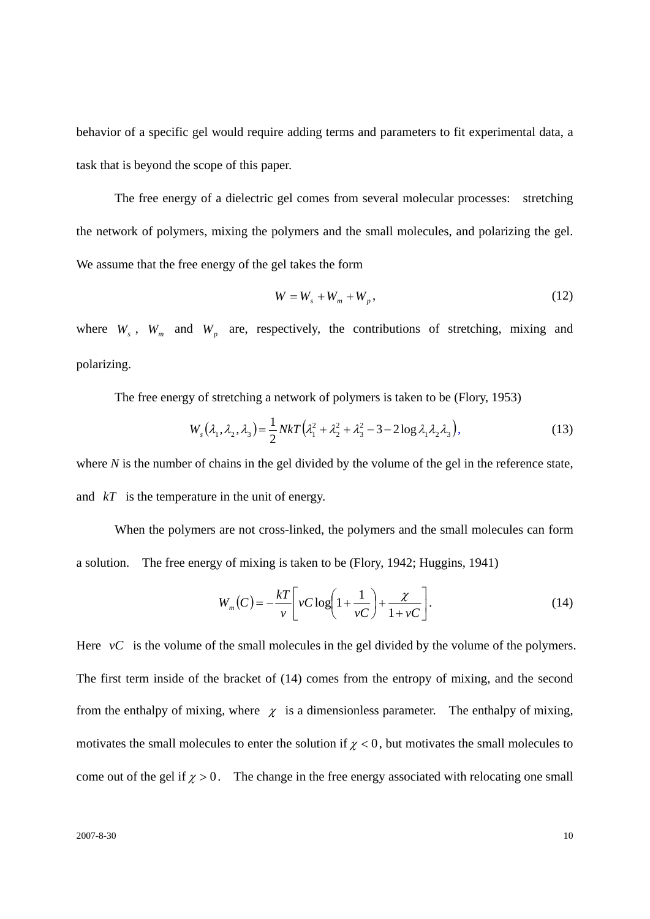behavior of a specific gel would require adding terms and parameters to fit experimental data, a task that is beyond the scope of this paper.

The free energy of a dielectric gel comes from several molecular processes: stretching the network of polymers, mixing the polymers and the small molecules, and polarizing the gel. We assume that the free energy of the gel takes the form

$$W = W_s + W_m + W_p, \tag{12}$$

where $W_s$, $W_m$ and $W_p$ are, respectively, the contributions of stretching, mixing and polarizing.

The free energy of stretching a network of polymers is taken to be (Flory, 1953)

$$W_s(\lambda_1, \lambda_2, \lambda_3) = \frac{1}{2} NkT\left(\lambda_1^2 + \lambda_2^2 + \lambda_3^2 - 3 - 2\log \lambda_1 \lambda_2 \lambda_3\right), \tag{13}$$

where $N$ is the number of chains in the gel divided by the volume of the gel in the reference state, and $kT$ is the temperature in the unit of energy.

When the polymers are not cross-linked, the polymers and the small molecules can form a solution. The free energy of mixing is taken to be (Flory, 1942; Huggins, 1941)

$$W_m(C) = -\frac{kT}{v}\left[vC \log\left(1 + \frac{1}{vC}\right) + \frac{\chi}{1 + vC}\right]. \tag{14}$$

Here $vC$ is the volume of the small molecules in the gel divided by the volume of the polymers. The first term inside of the bracket of (14) comes from the entropy of mixing, and the second from the enthalpy of mixing, where $\chi$ is a dimensionless parameter. The enthalpy of mixing, motivates the small molecules to enter the solution if $\chi < 0$, but motivates the small molecules to come out of the gel if $\chi > 0$. The change in the free energy associated with relocating one small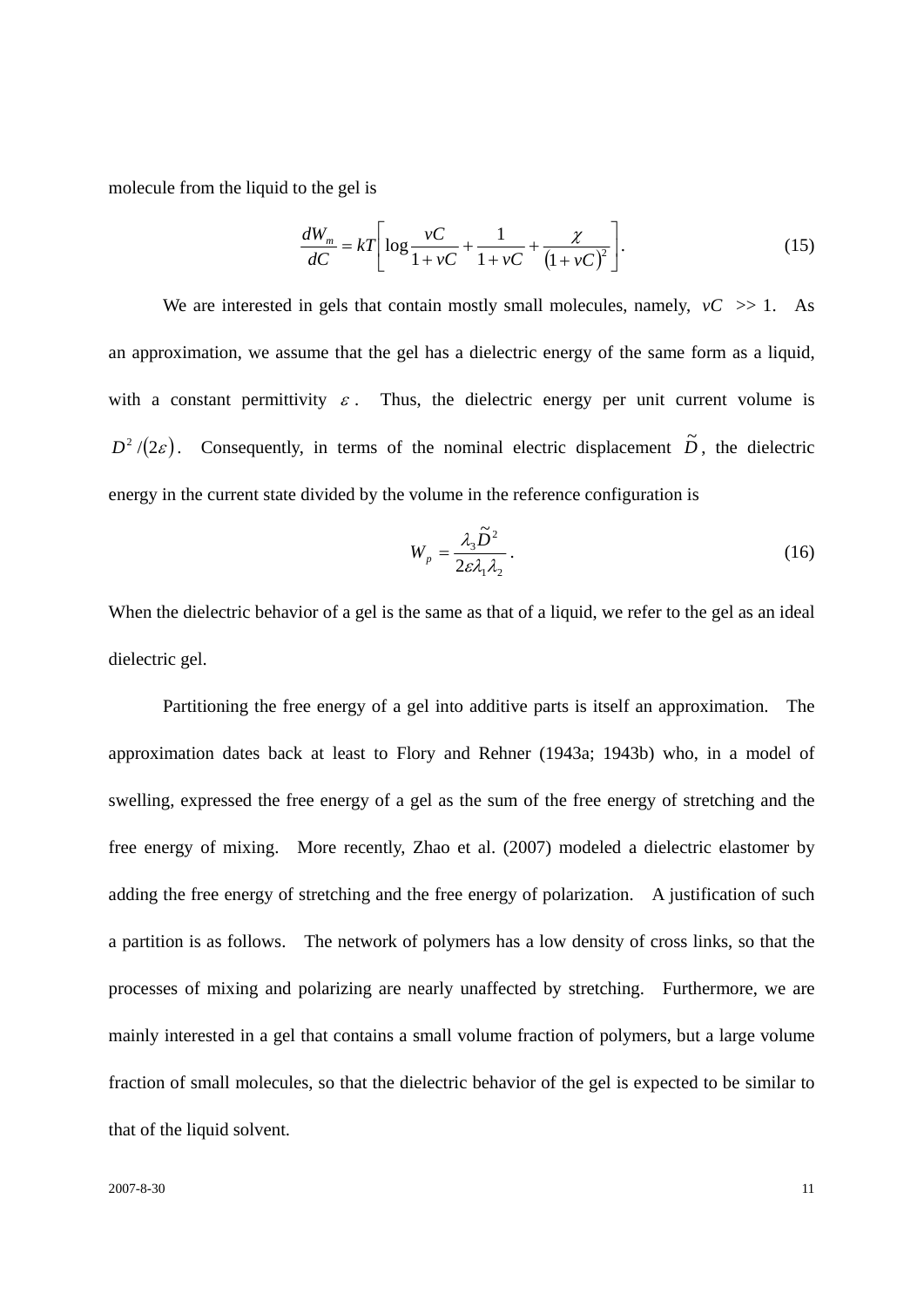molecule from the liquid to the gel is

$$\frac{dW_m}{dC} = kT\left[\log\frac{vC}{1+vC} + \frac{1}{1+vC} + \frac{\chi}{(1+vC)^2}\right]. \tag{15}$$

We are interested in gels that contain mostly small molecules, namely, $vC >> 1$. As an approximation, we assume that the gel has a dielectric energy of the same form as a liquid, with a constant permittivity $\varepsilon$. Thus, the dielectric energy per unit current volume is $D^2/(2\varepsilon)$. Consequently, in terms of the nominal electric displacement $\tilde{D}$, the dielectric energy in the current state divided by the volume in the reference configuration is

$$W_p = \frac{\lambda_3 \tilde{D}^2}{2\varepsilon\lambda_1\lambda_2}. \tag{16}$$

When the dielectric behavior of a gel is the same as that of a liquid, we refer to the gel as an ideal dielectric gel.

Partitioning the free energy of a gel into additive parts is itself an approximation. The approximation dates back at least to Flory and Rehner (1943a; 1943b) who, in a model of swelling, expressed the free energy of a gel as the sum of the free energy of stretching and the free energy of mixing. More recently, Zhao et al. (2007) modeled a dielectric elastomer by adding the free energy of stretching and the free energy of polarization. A justification of such a partition is as follows. The network of polymers has a low density of cross links, so that the processes of mixing and polarizing are nearly unaffected by stretching. Furthermore, we are mainly interested in a gel that contains a small volume fraction of polymers, but a large volume fraction of small molecules, so that the dielectric behavior of the gel is expected to be similar to that of the liquid solvent.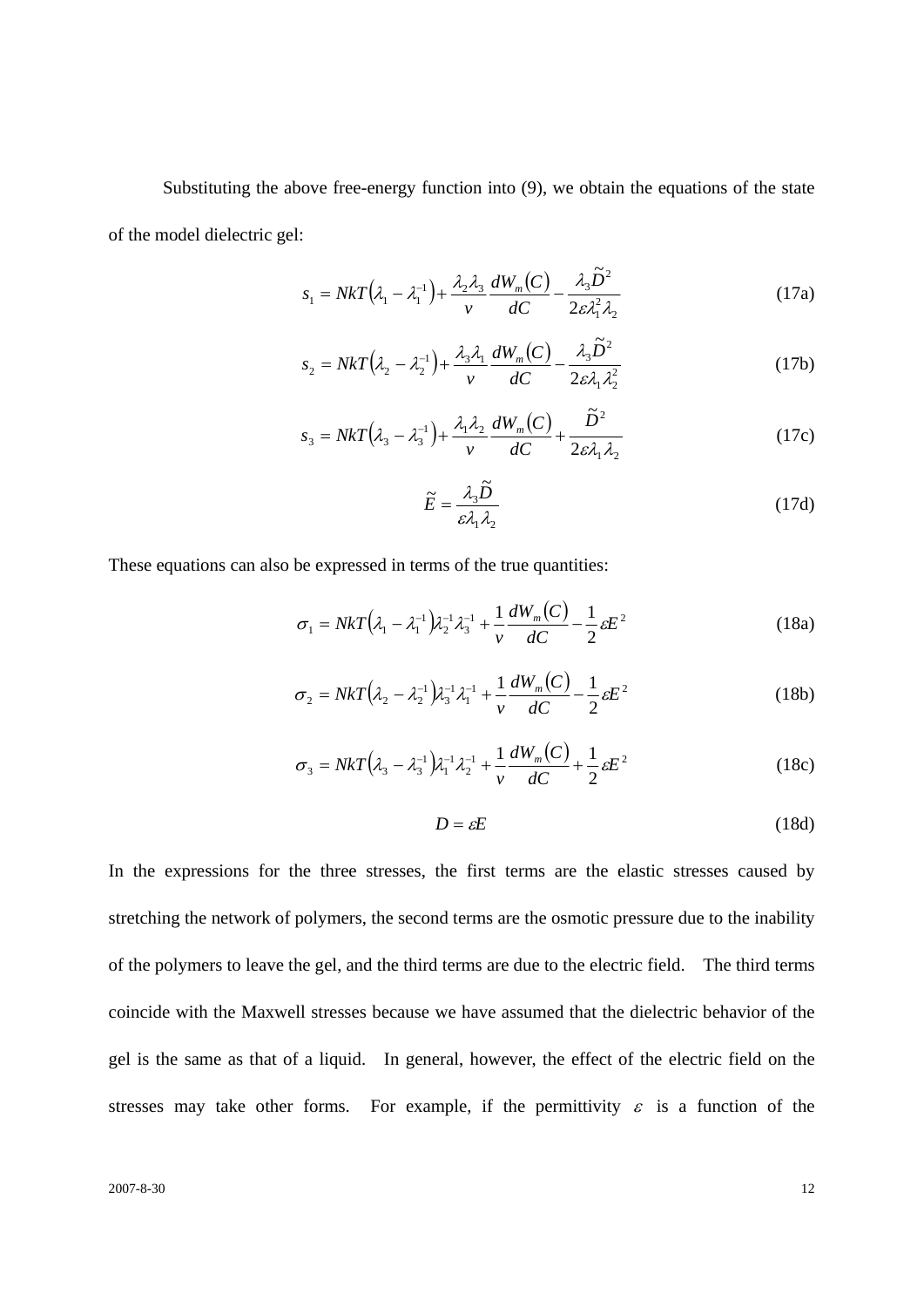Substituting the above free-energy function into (9), we obtain the equations of the state of the model dielectric gel:

$$s_1 = NkT\left(\lambda_1 - \lambda_1^{-1}\right) + \frac{\lambda_2 \lambda_3}{v}\frac{dW_m(C)}{dC} - \frac{\lambda_3 \tilde{D}^2}{2\varepsilon \lambda_1^2 \lambda_2} \tag{17a}$$

$$s_2 = NkT\left(\lambda_2 - \lambda_2^{-1}\right) + \frac{\lambda_3 \lambda_1}{v}\frac{dW_m(C)}{dC} - \frac{\lambda_3 \tilde{D}^2}{2\varepsilon \lambda_1 \lambda_2^2} \tag{17b}$$

$$s_3 = NkT\left(\lambda_3 - \lambda_3^{-1}\right) + \frac{\lambda_1 \lambda_2}{v}\frac{dW_m(C)}{dC} + \frac{\tilde{D}^2}{2\varepsilon \lambda_1 \lambda_2} \tag{17c}$$

$$\tilde{E} = \frac{\lambda_3 \tilde{D}}{\varepsilon \lambda_1 \lambda_2} \tag{17d}$$

These equations can also be expressed in terms of the true quantities:

$$\sigma_1 = NkT\left(\lambda_1 - \lambda_1^{-1}\right)\lambda_2^{-1}\lambda_3^{-1} + \frac{1}{v}\frac{dW_m(C)}{dC} - \frac{1}{2}\varepsilon E^2 \tag{18a}$$

$$\sigma_2 = NkT\left(\lambda_2 - \lambda_2^{-1}\right)\lambda_3^{-1}\lambda_1^{-1} + \frac{1}{v}\frac{dW_m(C)}{dC} - \frac{1}{2}\varepsilon E^2 \tag{18b}$$

$$\sigma_3 = NkT\left(\lambda_3 - \lambda_3^{-1}\right)\lambda_1^{-1}\lambda_2^{-1} + \frac{1}{v}\frac{dW_m(C)}{dC} + \frac{1}{2}\varepsilon E^2 \tag{18c}$$

$$D = \varepsilon E \tag{18d}$$

In the expressions for the three stresses, the first terms are the elastic stresses caused by stretching the network of polymers, the second terms are the osmotic pressure due to the inability of the polymers to leave the gel, and the third terms are due to the electric field. The third terms coincide with the Maxwell stresses because we have assumed that the dielectric behavior of the gel is the same as that of a liquid. In general, however, the effect of the electric field on the stresses may take other forms. For example, if the permittivity $\varepsilon$ is a function of the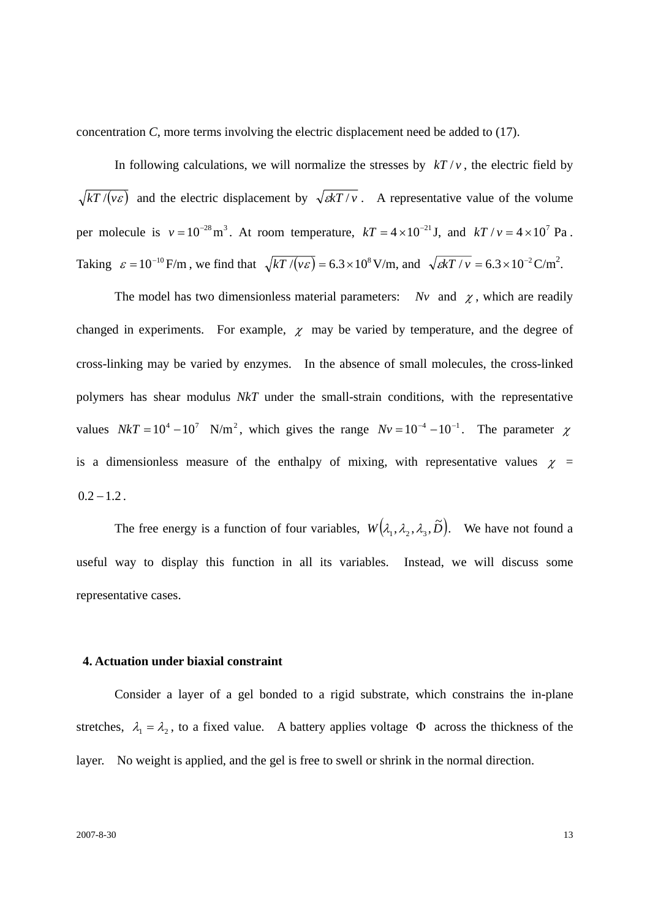concentration *C*, more terms involving the electric displacement need be added to (17).

In following calculations, we will normalize the stresses by $kT/v$, the electric field by $\sqrt{kT/(v\varepsilon)}$ and the electric displacement by $\sqrt{\varepsilon kT/v}$. A representative value of the volume per molecule is $v = 10^{-28}\text{m}^3$. At room temperature, $kT = 4\times10^{-21}\text{J}$, and $kT/v = 4\times10^{7}$ Pa. Taking $\varepsilon = 10^{-10}\,\text{F/m}$, we find that $\sqrt{kT/(v\varepsilon)} = 6.3\times10^{8}\,\text{V/m}$, and $\sqrt{\varepsilon kT/v} = 6.3\times10^{-2}\,\text{C/m}^2$.

The model has two dimensionless material parameters: $Nv$ and $\chi$, which are readily changed in experiments. For example, $\chi$ may be varied by temperature, and the degree of cross-linking may be varied by enzymes. In the absence of small molecules, the cross-linked polymers has shear modulus *NkT* under the small-strain conditions, with the representative values $NkT = 10^4 - 10^7\ \text{N/m}^2$, which gives the range $Nv = 10^{-4} - 10^{-1}$. The parameter $\chi$ is a dimensionless measure of the enthalpy of mixing, with representative values $\chi$ = $0.2 - 1.2$.

The free energy is a function of four variables, $W(\lambda_1, \lambda_2, \lambda_3, \tilde{D})$. We have not found a useful way to display this function in all its variables. Instead, we will discuss some representative cases.

## 4. Actuation under biaxial constraint

Consider a layer of a gel bonded to a rigid substrate, which constrains the in-plane stretches, $\lambda_1 = \lambda_2$, to a fixed value. A battery applies voltage $\Phi$ across the thickness of the layer. No weight is applied, and the gel is free to swell or shrink in the normal direction.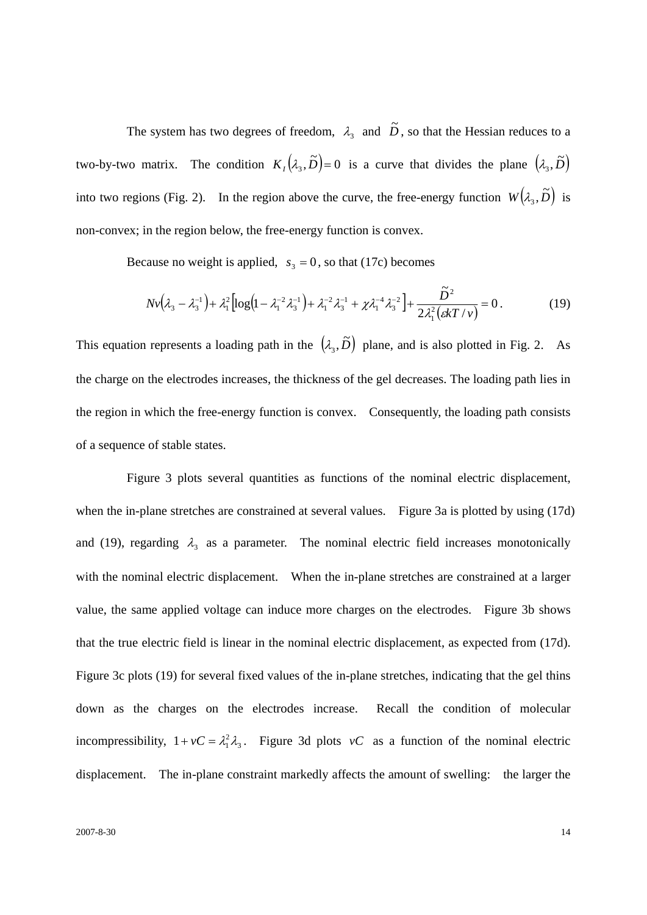The system has two degrees of freedom, $\lambda_3$ and $\tilde{D}$, so that the Hessian reduces to a two-by-two matrix. The condition $K_I(\lambda_3, \tilde{D}) = 0$ is a curve that divides the plane $(\lambda_3, \tilde{D})$ into two regions (Fig. 2). In the region above the curve, the free-energy function $W(\lambda_3, \tilde{D})$ is non-convex; in the region below, the free-energy function is convex.

Because no weight is applied, $s_3 = 0$, so that (17c) becomes

$$Nv\left(\lambda_3 - \lambda_3^{-1}\right) + \lambda_1^2\left[\log\left(1 - \lambda_1^{-2}\lambda_3^{-1}\right) + \lambda_1^{-2}\lambda_3^{-1} + \chi\lambda_1^{-4}\lambda_3^{-2}\right] + \frac{\tilde{D}^2}{2\lambda_1^2\left(\varepsilon kT / v\right)} = 0 . \tag{19}$$

This equation represents a loading path in the $(\lambda_3, \tilde{D})$ plane, and is also plotted in Fig. 2. As the charge on the electrodes increases, the thickness of the gel decreases. The loading path lies in the region in which the free-energy function is convex. Consequently, the loading path consists of a sequence of stable states.

Figure 3 plots several quantities as functions of the nominal electric displacement, when the in-plane stretches are constrained at several values. Figure 3a is plotted by using (17d) and (19), regarding $\lambda_3$ as a parameter. The nominal electric field increases monotonically with the nominal electric displacement. When the in-plane stretches are constrained at a larger value, the same applied voltage can induce more charges on the electrodes. Figure 3b shows that the true electric field is linear in the nominal electric displacement, as expected from (17d). Figure 3c plots (19) for several fixed values of the in-plane stretches, indicating that the gel thins down as the charges on the electrodes increase. Recall the condition of molecular incompressibility, $1 + vC = \lambda_1^2\lambda_3$. Figure 3d plots $vC$ as a function of the nominal electric displacement. The in-plane constraint markedly affects the amount of swelling: the larger the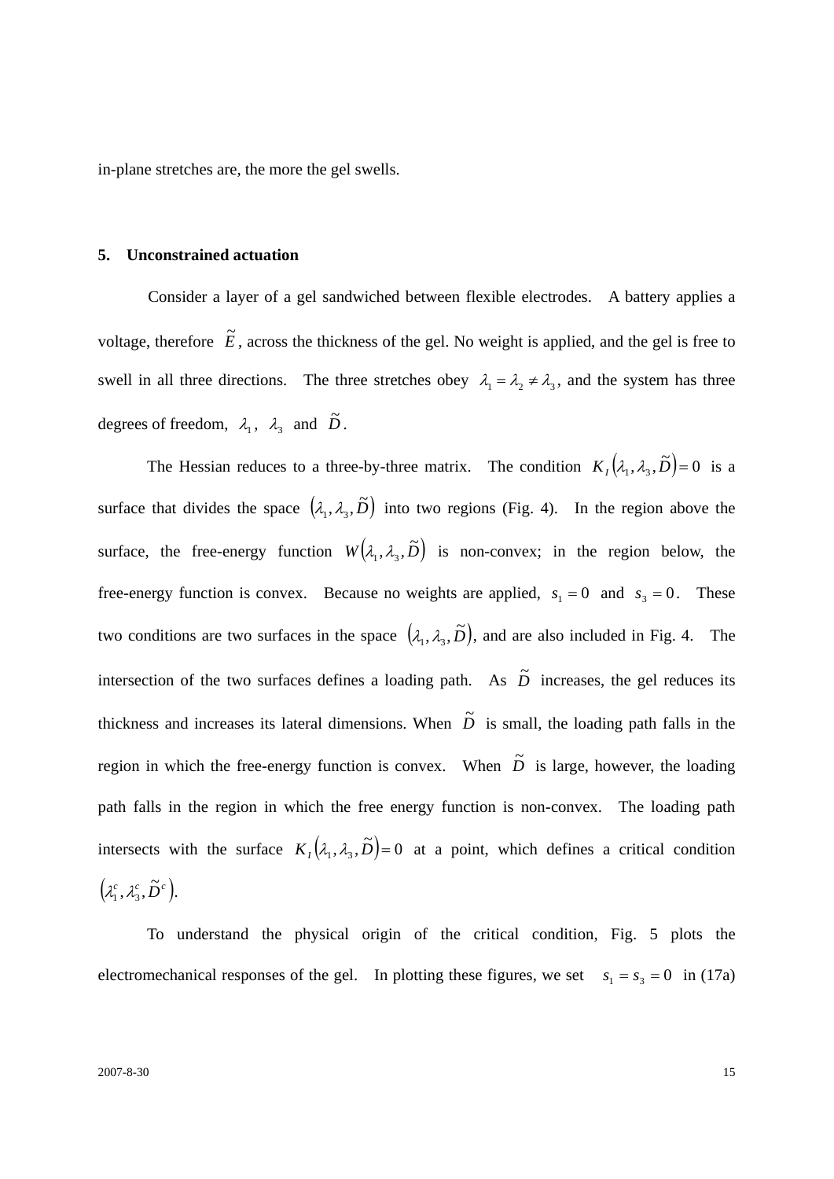in-plane stretches are, the more the gel swells.

## 5. Unconstrained actuation

Consider a layer of a gel sandwiched between flexible electrodes. A battery applies a voltage, therefore $\tilde{E}$, across the thickness of the gel. No weight is applied, and the gel is free to swell in all three directions. The three stretches obey $\lambda_1 = \lambda_2 \neq \lambda_3$, and the system has three degrees of freedom, $\lambda_1$, $\lambda_3$ and $\tilde{D}$.

The Hessian reduces to a three-by-three matrix. The condition $K_I(\lambda_1, \lambda_3, \tilde{D}) = 0$ is a surface that divides the space $(\lambda_1, \lambda_3, \tilde{D})$ into two regions (Fig. 4). In the region above the surface, the free-energy function $W(\lambda_1, \lambda_3, \tilde{D})$ is non-convex; in the region below, the free-energy function is convex. Because no weights are applied, $s_1 = 0$ and $s_3 = 0$. These two conditions are two surfaces in the space $(\lambda_1, \lambda_3, \tilde{D})$, and are also included in Fig. 4. The intersection of the two surfaces defines a loading path. As $\tilde{D}$ increases, the gel reduces its thickness and increases its lateral dimensions. When $\tilde{D}$ is small, the loading path falls in the region in which the free-energy function is convex. When $\tilde{D}$ is large, however, the loading path falls in the region in which the free energy function is non-convex. The loading path intersects with the surface $K_I(\lambda_1, \lambda_3, \tilde{D}) = 0$ at a point, which defines a critical condition $(\lambda_1^c, \lambda_3^c, \tilde{D}^c)$.

To understand the physical origin of the critical condition, Fig. 5 plots the electromechanical responses of the gel. In plotting these figures, we set $s_1 = s_3 = 0$ in (17a)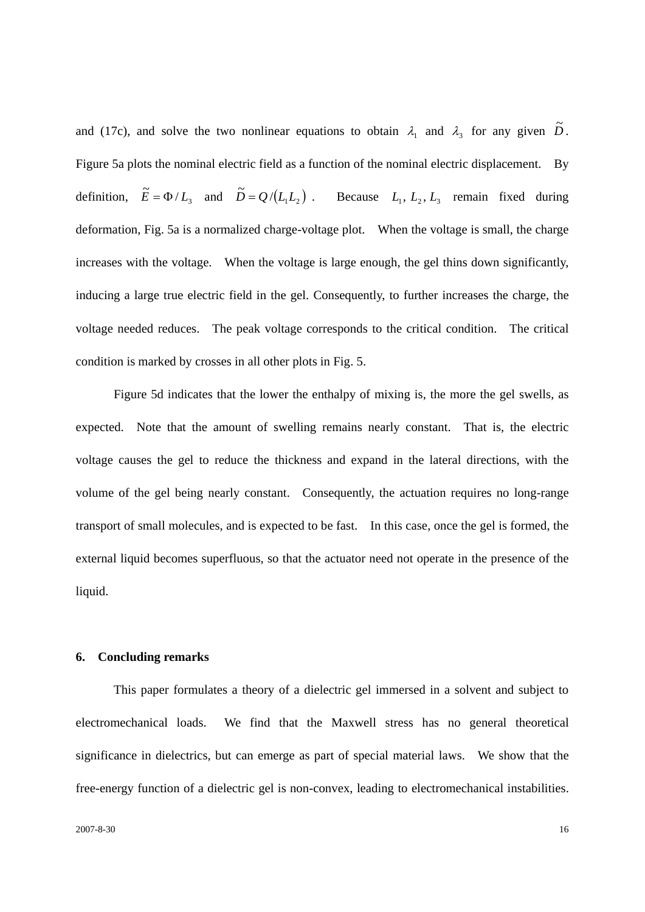and (17c), and solve the two nonlinear equations to obtain $\lambda_1$ and $\lambda_3$ for any given $\tilde{D}$. Figure 5a plots the nominal electric field as a function of the nominal electric displacement. By definition, $\tilde{E} = \Phi / L_3$ and $\tilde{D} = Q/(L_1 L_2)$. Because $L_1, L_2, L_3$ remain fixed during deformation, Fig. 5a is a normalized charge-voltage plot. When the voltage is small, the charge increases with the voltage. When the voltage is large enough, the gel thins down significantly, inducing a large true electric field in the gel. Consequently, to further increases the charge, the voltage needed reduces. The peak voltage corresponds to the critical condition. The critical condition is marked by crosses in all other plots in Fig. 5.

Figure 5d indicates that the lower the enthalpy of mixing is, the more the gel swells, as expected. Note that the amount of swelling remains nearly constant. That is, the electric voltage causes the gel to reduce the thickness and expand in the lateral directions, with the volume of the gel being nearly constant. Consequently, the actuation requires no long-range transport of small molecules, and is expected to be fast. In this case, once the gel is formed, the external liquid becomes superfluous, so that the actuator need not operate in the presence of the liquid.

### 6. Concluding remarks

This paper formulates a theory of a dielectric gel immersed in a solvent and subject to electromechanical loads. We find that the Maxwell stress has no general theoretical significance in dielectrics, but can emerge as part of special material laws. We show that the free-energy function of a dielectric gel is non-convex, leading to electromechanical instabilities.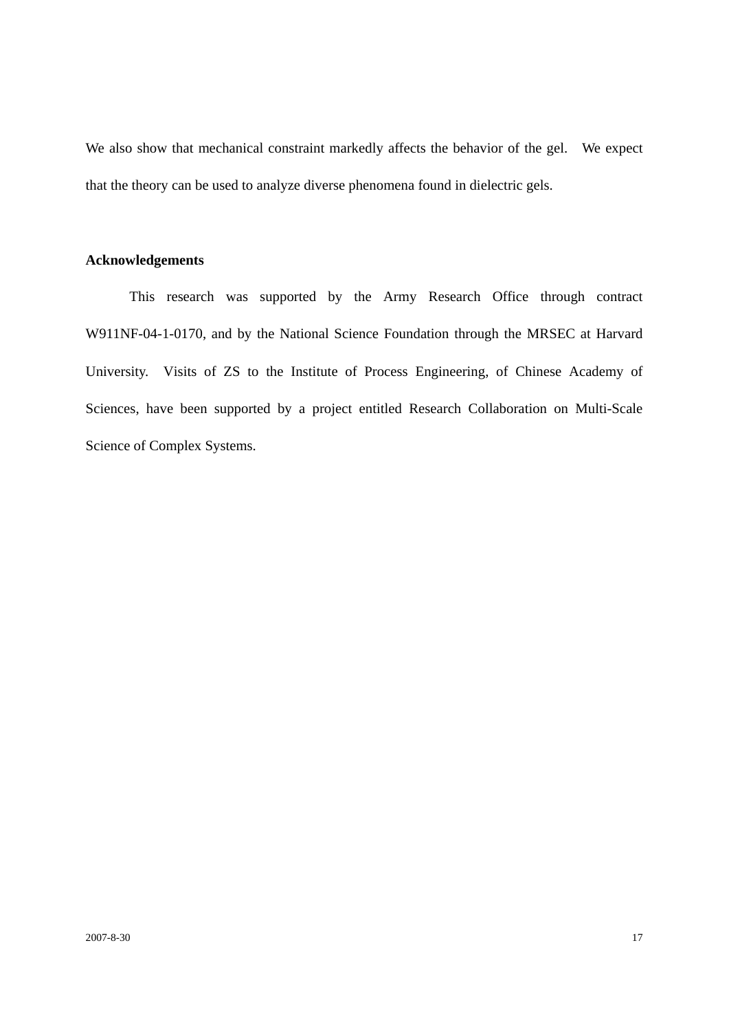We also show that mechanical constraint markedly affects the behavior of the gel. We expect that the theory can be used to analyze diverse phenomena found in dielectric gels.

## Acknowledgements

This research was supported by the Army Research Office through contract W911NF-04-1-0170, and by the National Science Foundation through the MRSEC at Harvard University. Visits of ZS to the Institute of Process Engineering, of Chinese Academy of Sciences, have been supported by a project entitled Research Collaboration on Multi-Scale Science of Complex Systems.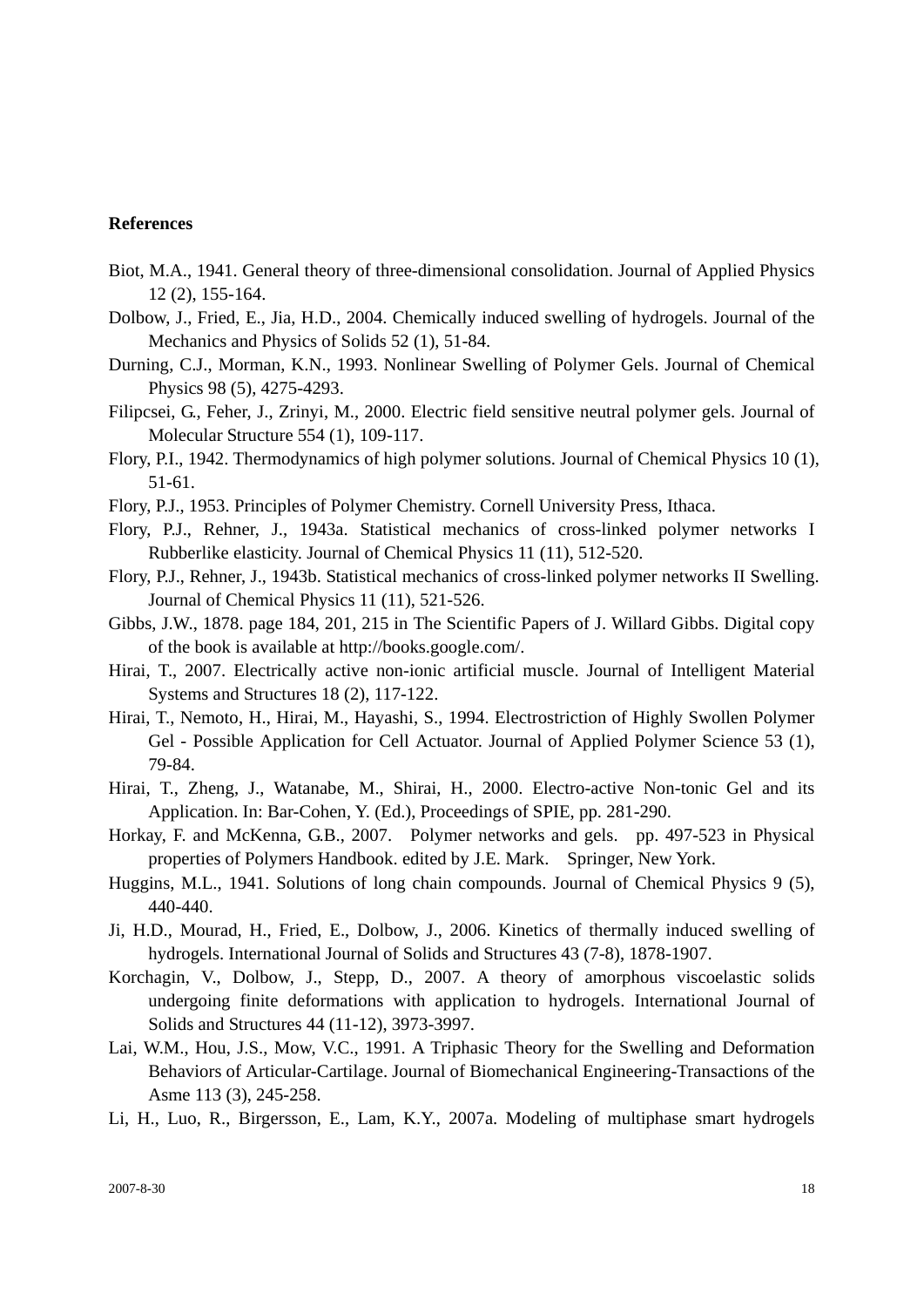**References**

Biot, M.A., 1941. General theory of three-dimensional consolidation. Journal of Applied Physics 12 (2), 155-164.

Dolbow, J., Fried, E., Jia, H.D., 2004. Chemically induced swelling of hydrogels. Journal of the Mechanics and Physics of Solids 52 (1), 51-84.

Durning, C.J., Morman, K.N., 1993. Nonlinear Swelling of Polymer Gels. Journal of Chemical Physics 98 (5), 4275-4293.

Filipcsei, G., Feher, J., Zrinyi, M., 2000. Electric field sensitive neutral polymer gels. Journal of Molecular Structure 554 (1), 109-117.

Flory, P.I., 1942. Thermodynamics of high polymer solutions. Journal of Chemical Physics 10 (1), 51-61.

Flory, P.J., 1953. Principles of Polymer Chemistry. Cornell University Press, Ithaca.

Flory, P.J., Rehner, J., 1943a. Statistical mechanics of cross-linked polymer networks I Rubberlike elasticity. Journal of Chemical Physics 11 (11), 512-520.

Flory, P.J., Rehner, J., 1943b. Statistical mechanics of cross-linked polymer networks II Swelling. Journal of Chemical Physics 11 (11), 521-526.

Gibbs, J.W., 1878. page 184, 201, 215 in The Scientific Papers of J. Willard Gibbs. Digital copy of the book is available at http://books.google.com/.

Hirai, T., 2007. Electrically active non-ionic artificial muscle. Journal of Intelligent Material Systems and Structures 18 (2), 117-122.

Hirai, T., Nemoto, H., Hirai, M., Hayashi, S., 1994. Electrostriction of Highly Swollen Polymer Gel - Possible Application for Cell Actuator. Journal of Applied Polymer Science 53 (1), 79-84.

Hirai, T., Zheng, J., Watanabe, M., Shirai, H., 2000. Electro-active Non-tonic Gel and its Application. In: Bar-Cohen, Y. (Ed.), Proceedings of SPIE, pp. 281-290.

Horkay, F. and McKenna, G.B., 2007. Polymer networks and gels. pp. 497-523 in Physical properties of Polymers Handbook. edited by J.E. Mark. Springer, New York.

Huggins, M.L., 1941. Solutions of long chain compounds. Journal of Chemical Physics 9 (5), 440-440.

Ji, H.D., Mourad, H., Fried, E., Dolbow, J., 2006. Kinetics of thermally induced swelling of hydrogels. International Journal of Solids and Structures 43 (7-8), 1878-1907.

Korchagin, V., Dolbow, J., Stepp, D., 2007. A theory of amorphous viscoelastic solids undergoing finite deformations with application to hydrogels. International Journal of Solids and Structures 44 (11-12), 3973-3997.

Lai, W.M., Hou, J.S., Mow, V.C., 1991. A Triphasic Theory for the Swelling and Deformation Behaviors of Articular-Cartilage. Journal of Biomechanical Engineering-Transactions of the Asme 113 (3), 245-258.

Li, H., Luo, R., Birgersson, E., Lam, K.Y., 2007a. Modeling of multiphase smart hydrogels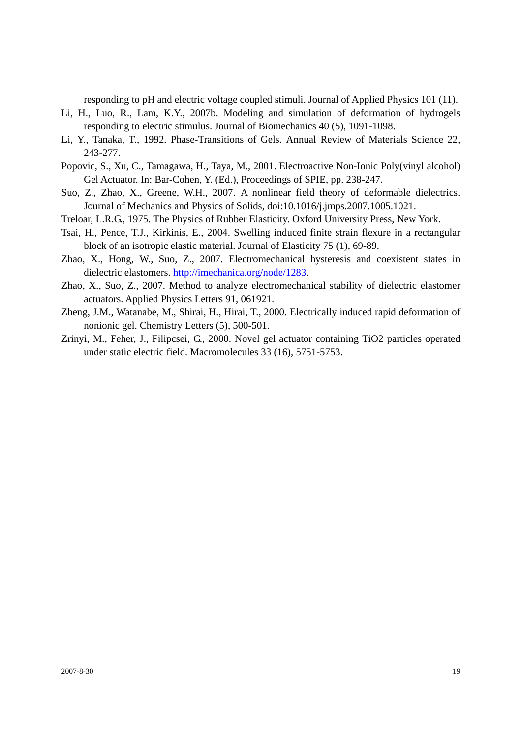responding to pH and electric voltage coupled stimuli. Journal of Applied Physics 101 (11).

Li, H., Luo, R., Lam, K.Y., 2007b. Modeling and simulation of deformation of hydrogels responding to electric stimulus. Journal of Biomechanics 40 (5), 1091-1098.

Li, Y., Tanaka, T., 1992. Phase-Transitions of Gels. Annual Review of Materials Science 22, 243-277.

Popovic, S., Xu, C., Tamagawa, H., Taya, M., 2001. Electroactive Non-Ionic Poly(vinyl alcohol) Gel Actuator. In: Bar-Cohen, Y. (Ed.), Proceedings of SPIE, pp. 238-247.

Suo, Z., Zhao, X., Greene, W.H., 2007. A nonlinear field theory of deformable dielectrics. Journal of Mechanics and Physics of Solids, doi:10.1016/j.jmps.2007.1005.1021.

Treloar, L.R.G., 1975. The Physics of Rubber Elasticity. Oxford University Press, New York.

Tsai, H., Pence, T.J., Kirkinis, E., 2004. Swelling induced finite strain flexure in a rectangular block of an isotropic elastic material. Journal of Elasticity 75 (1), 69-89.

Zhao, X., Hong, W., Suo, Z., 2007. Electromechanical hysteresis and coexistent states in dielectric elastomers. http://imechanica.org/node/1283.

Zhao, X., Suo, Z., 2007. Method to analyze electromechanical stability of dielectric elastomer actuators. Applied Physics Letters 91, 061921.

Zheng, J.M., Watanabe, M., Shirai, H., Hirai, T., 2000. Electrically induced rapid deformation of nonionic gel. Chemistry Letters (5), 500-501.

Zrinyi, M., Feher, J., Filipcsei, G., 2000. Novel gel actuator containing TiO2 particles operated under static electric field. Macromolecules 33 (16), 5751-5753.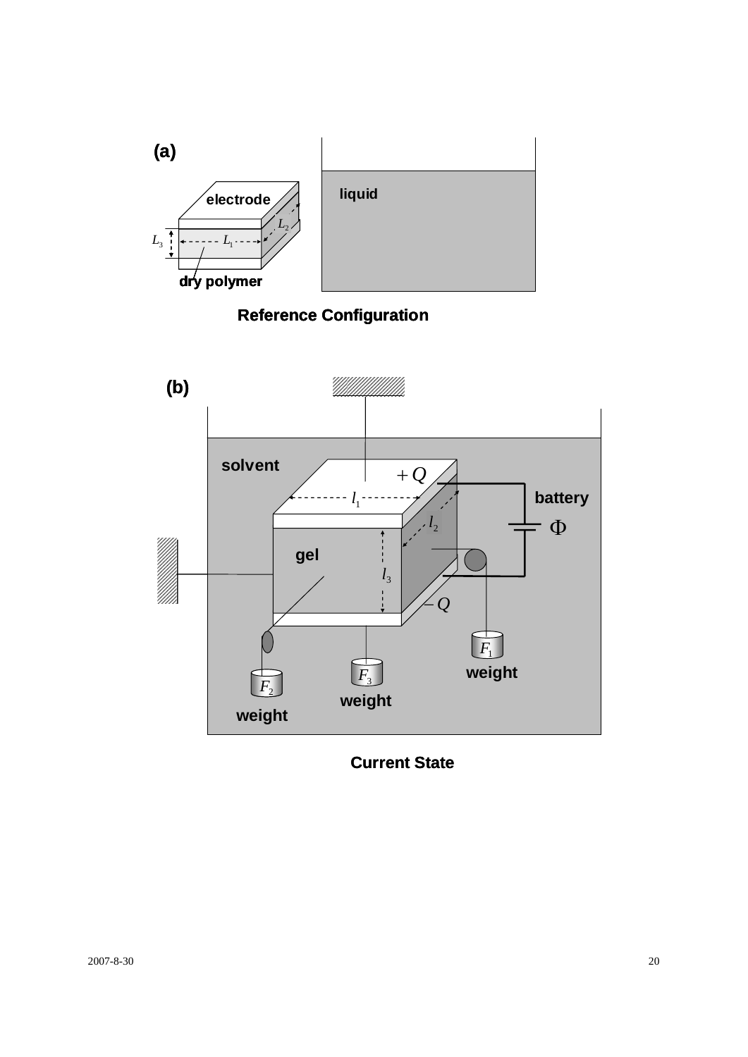**(a)**

electrode

$L_2$

$L_3$ $L_1$

dry polymer

liquid

**Reference Configuration**

**(b)**

solvent

$+Q$

$l_1$

battery

$l_2$

$\Phi$

gel

$l_3$

$-Q$

$F_1$

weight

$F_3$

$F_2$

weight

weight

**Current State**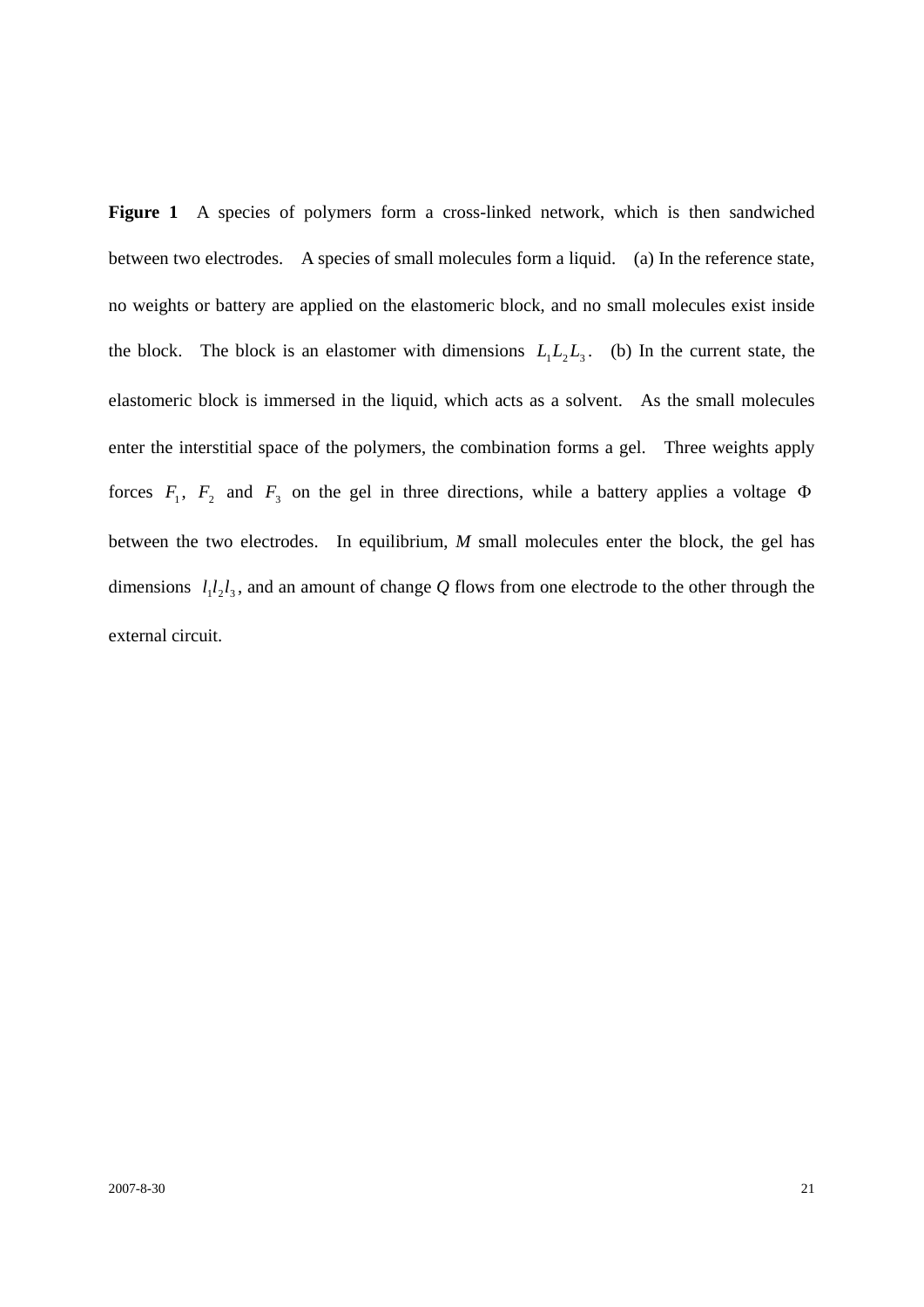**Figure 1** A species of polymers form a cross-linked network, which is then sandwiched between two electrodes. A species of small molecules form a liquid. (a) In the reference state, no weights or battery are applied on the elastomeric block, and no small molecules exist inside the block. The block is an elastomer with dimensions $L_1 L_2 L_3$. (b) In the current state, the elastomeric block is immersed in the liquid, which acts as a solvent. As the small molecules enter the interstitial space of the polymers, the combination forms a gel. Three weights apply forces $F_1$, $F_2$ and $F_3$ on the gel in three directions, while a battery applies a voltage $\Phi$ between the two electrodes. In equilibrium, *M* small molecules enter the block, the gel has dimensions $l_1 l_2 l_3$, and an amount of change *Q* flows from one electrode to the other through the external circuit.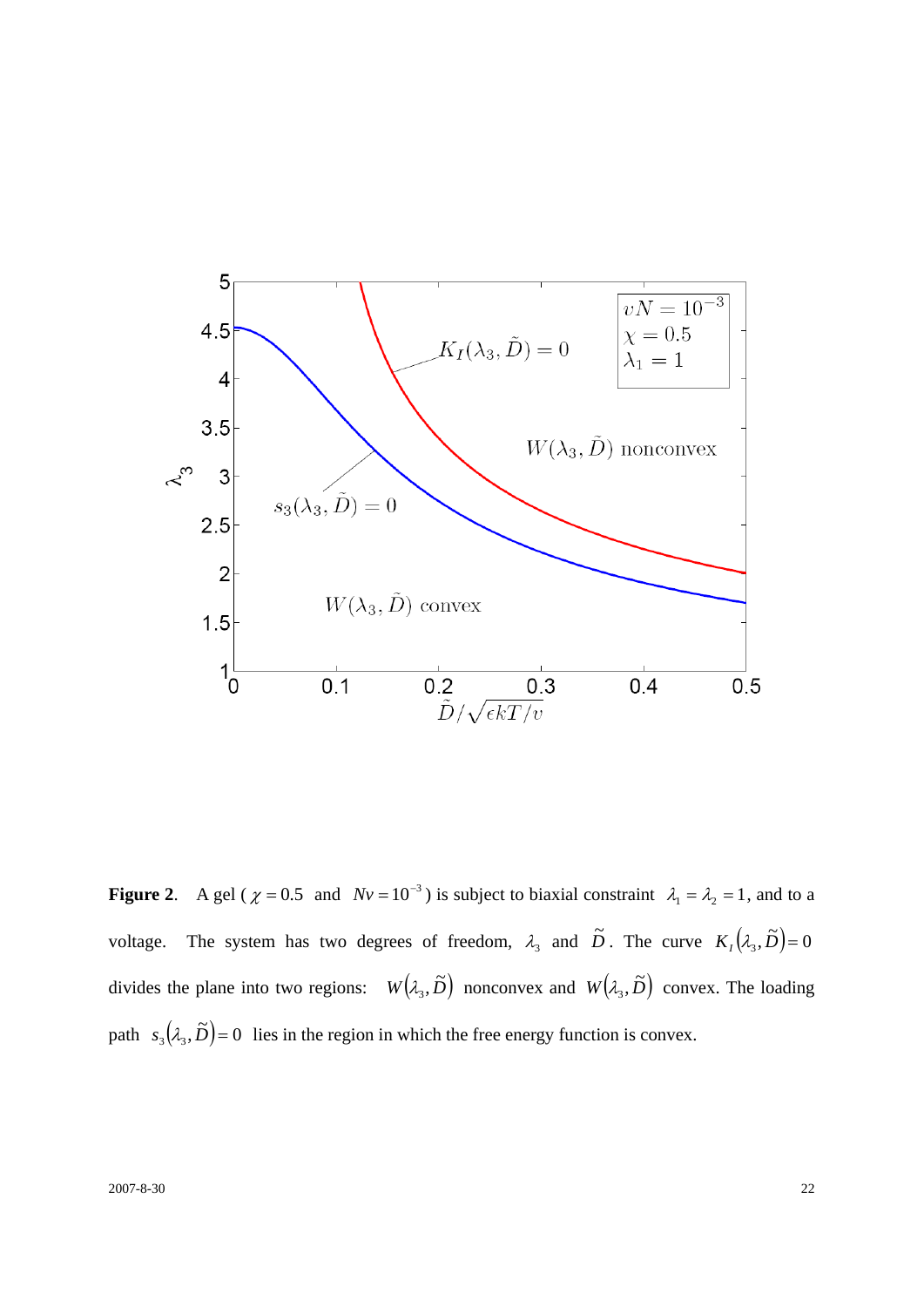**Figure 2**. A gel ( $\chi = 0.5$ and $Nv = 10^{-3}$ ) is subject to biaxial constraint $\lambda_1 = \lambda_2 = 1$, and to a voltage. The system has two degrees of freedom, $\lambda_3$ and $\tilde{D}$. The curve $K_I(\lambda_3, \tilde{D}) = 0$ divides the plane into two regions: $W(\lambda_3, \tilde{D})$ nonconvex and $W(\lambda_3, \tilde{D})$ convex. The loading path $s_3(\lambda_3, \tilde{D}) = 0$ lies in the region in which the free energy function is convex.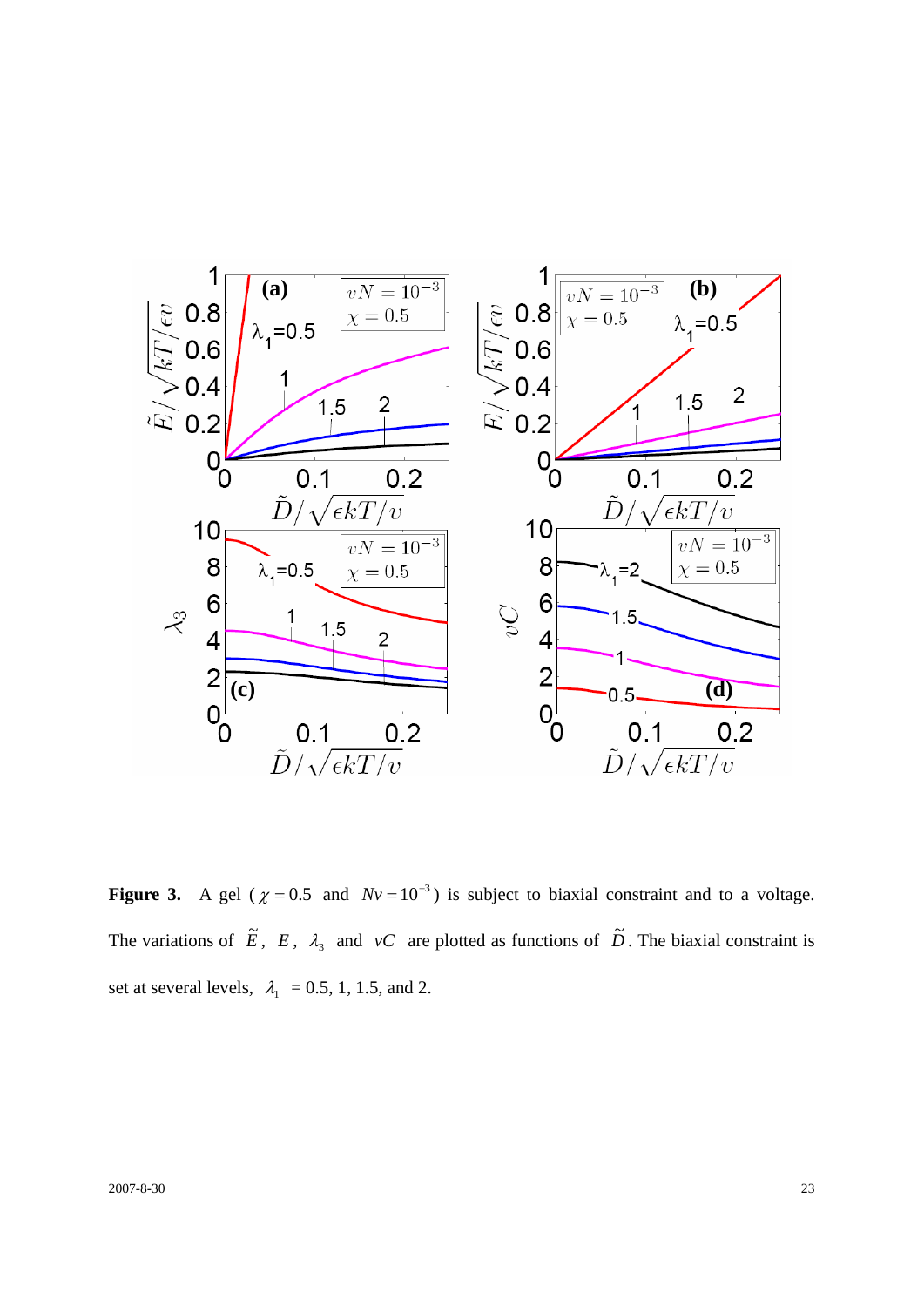**Figure 3.** A gel ( $\chi = 0.5$ and $Nv = 10^{-3}$ ) is subject to biaxial constraint and to a voltage. The variations of $\tilde{E}$, $E$, $\lambda_3$ and $vC$ are plotted as functions of $\tilde{D}$. The biaxial constraint is set at several levels, $\lambda_1$ = 0.5, 1, 1.5, and 2.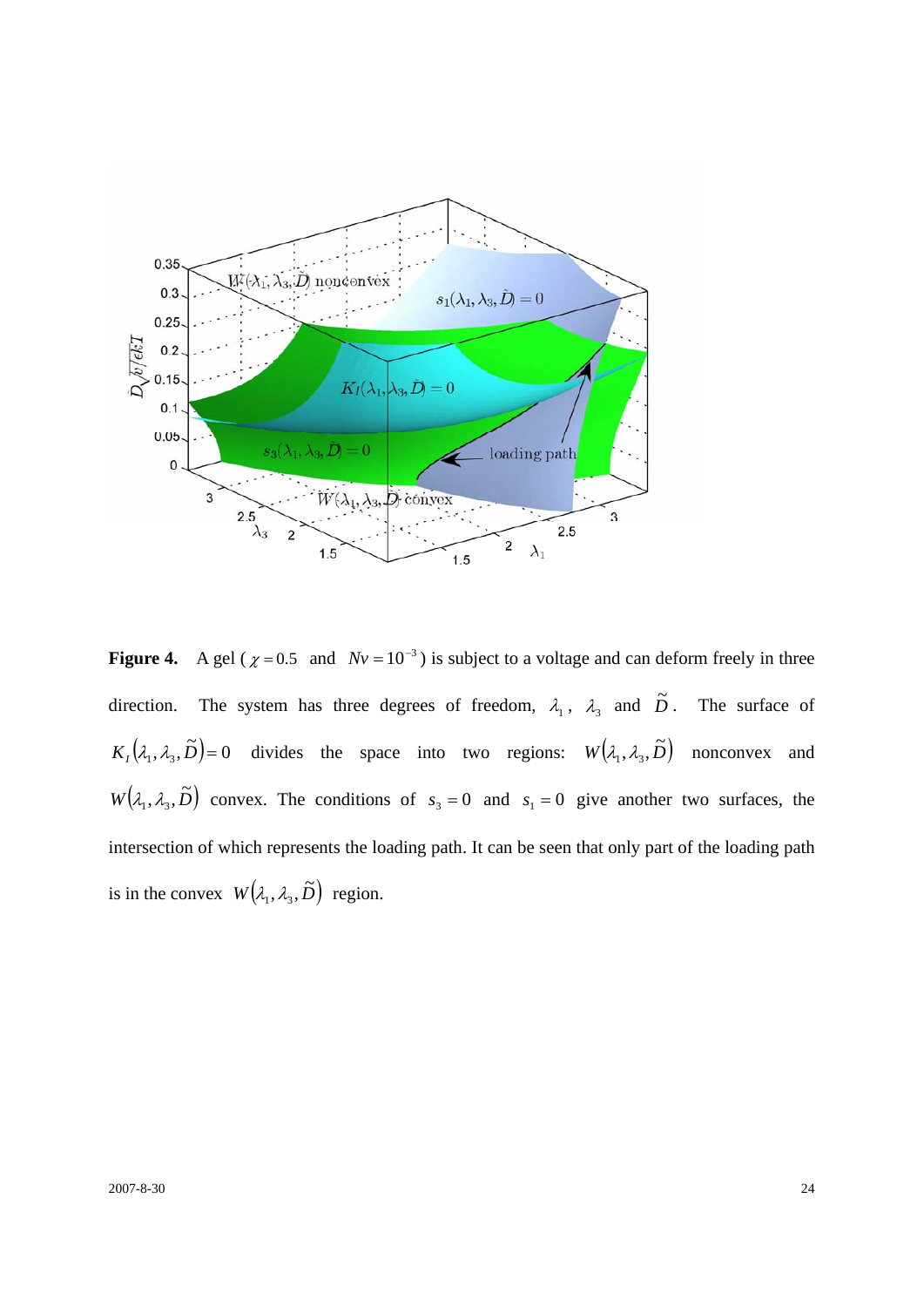**Figure 4.** A gel ($\chi = 0.5$ and $Nv = 10^{-3}$) is subject to a voltage and can deform freely in three direction. The system has three degrees of freedom, $\lambda_1$, $\lambda_3$ and $\tilde{D}$. The surface of $K_I(\lambda_1, \lambda_3, \tilde{D}) = 0$ divides the space into two regions: $W(\lambda_1, \lambda_3, \tilde{D})$ nonconvex and $W(\lambda_1, \lambda_3, \tilde{D})$ convex. The conditions of $s_3 = 0$ and $s_1 = 0$ give another two surfaces, the intersection of which represents the loading path. It can be seen that only part of the loading path is in the convex $W(\lambda_1, \lambda_3, \tilde{D})$ region.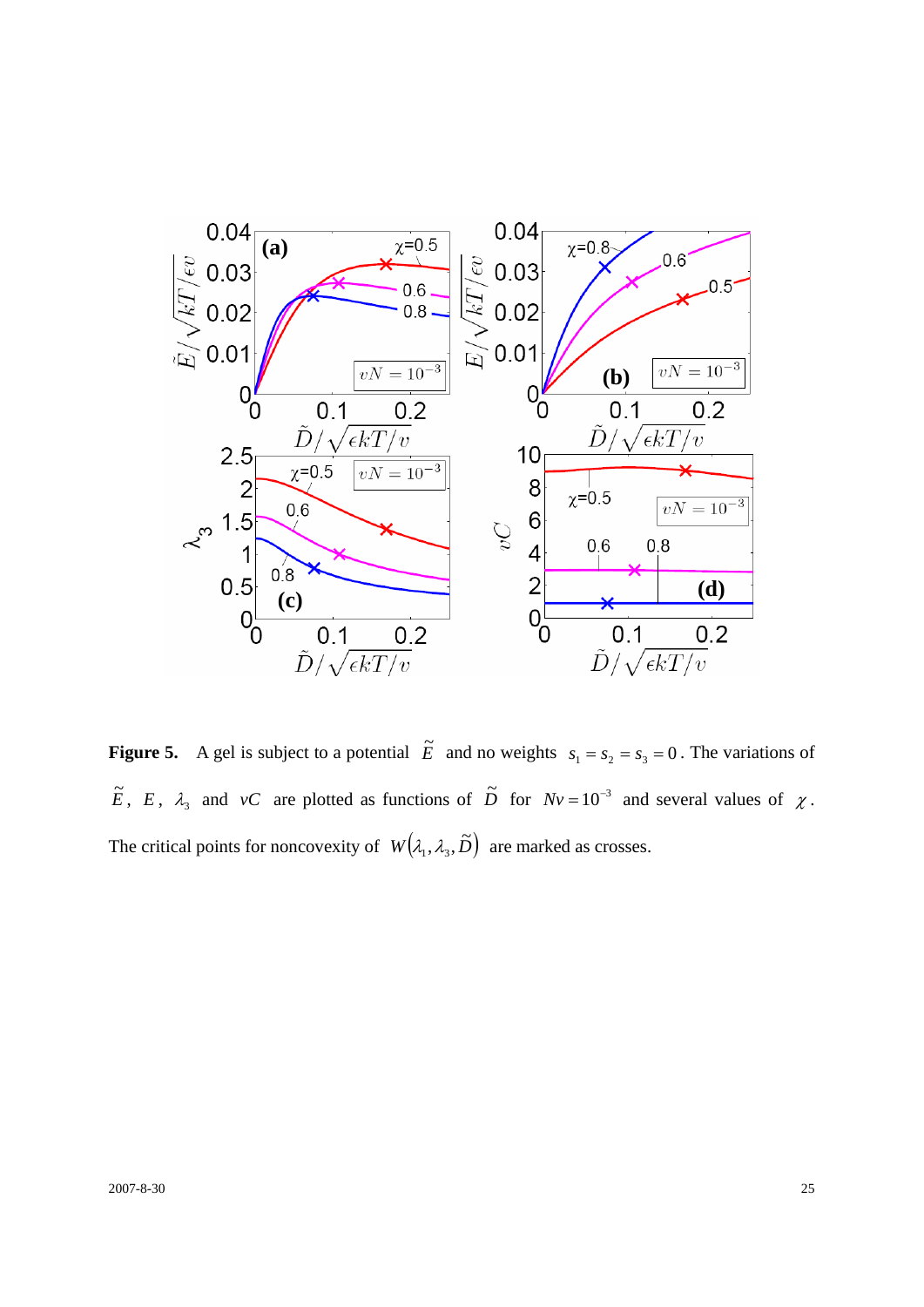(a)

$\chi$=0.5

0.6

0.8

$vN = 10^{-3}$

$\tilde{E}/\sqrt{kT/\epsilon v}$

$\tilde{D}/\sqrt{\epsilon kT/v}$

(b)

$\chi$=0.8

0.6

0.5

$vN = 10^{-3}$

$E/\sqrt{kT/\epsilon v}$

$\tilde{D}/\sqrt{\epsilon kT/v}$

(c)

$\chi$=0.5

0.6

0.8

$vN = 10^{-3}$

$\lambda_3$

$\tilde{D}/\sqrt{\epsilon kT/v}$

(d)

$\chi$=0.5

0.6

0.8

$vN = 10^{-3}$

$vC$

$\tilde{D}/\sqrt{\epsilon kT/v}$

**Figure 5.** A gel is subject to a potential $\tilde{E}$ and no weights $s_1 = s_2 = s_3 = 0$. The variations of $\tilde{E}$, $E$, $\lambda_3$ and $vC$ are plotted as functions of $\tilde{D}$ for $Nv = 10^{-3}$ and several values of $\chi$. The critical points for noncovexity of $W(\lambda_1, \lambda_3, \tilde{D})$ are marked as crosses.